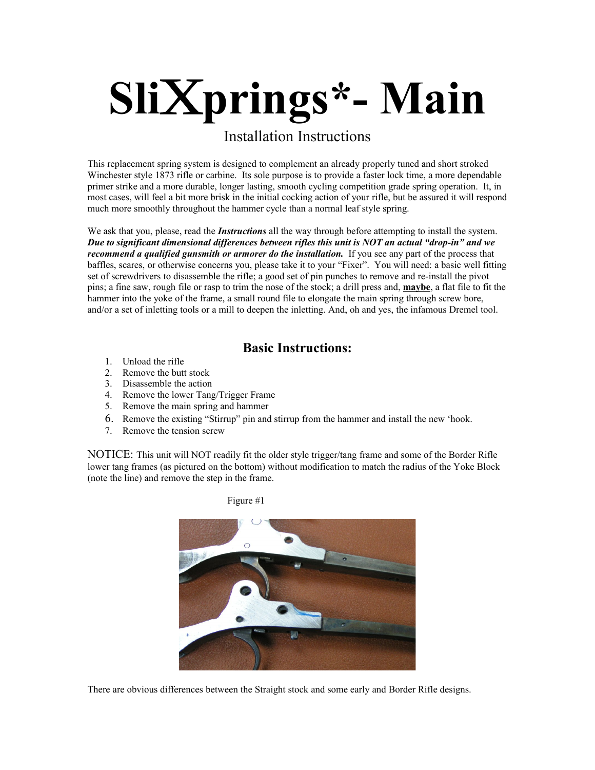# SliXprings*- Main

Installation Instructions

This replacement spring system is designed to complement an already properly tuned and short stroked Winchester style 1873 rifle or carbine. Its sole purpose is to provide a faster lock time, a more dependable primer strike and a more durable, longer lasting, smooth cycling competition grade spring operation. It, in most cases, will feel a bit more brisk in the initial cocking action of your rifle, but be assured it will respond much more smoothly throughout the hammer cycle than a normal leaf style spring.

We ask that you, please, read the ***Instructions*** all the way through before attempting to install the system. ***Due to significant dimensional differences between rifles this unit is NOT an actual "drop-in" and we recommend a qualified gunsmith or armorer do the installation.*** If you see any part of the process that baffles, scares, or otherwise concerns you, please take it to your "Fixer". You will need: a basic well fitting set of screwdrivers to disassemble the rifle; a good set of pin punches to remove and re-install the pivot pins; a fine saw, rough file or rasp to trim the nose of the stock; a drill press and, **maybe**, a flat file to fit the hammer into the yoke of the frame, a small round file to elongate the main spring through screw bore, and/or a set of inletting tools or a mill to deepen the inletting. And, oh and yes, the infamous Dremel tool.

## Basic Instructions:

1. Unload the rifle
2. Remove the butt stock
3. Disassemble the action
4. Remove the lower Tang/Trigger Frame
5. Remove the main spring and hammer
6. Remove the existing "Stirrup" pin and stirrup from the hammer and install the new 'hook.
7. Remove the tension screw

NOTICE: This unit will NOT readily fit the older style trigger/tang frame and some of the Border Rifle lower tang frames (as pictured on the bottom) without modification to match the radius of the Yoke Block (note the line) and remove the step in the frame.

Figure #1

There are obvious differences between the Straight stock and some early and Border Rifle designs.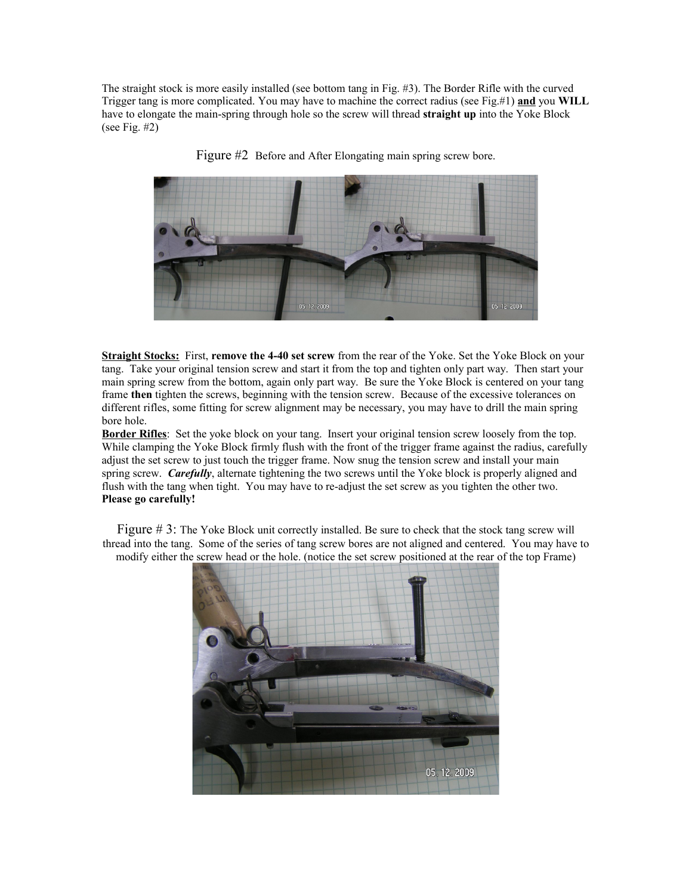The straight stock is more easily installed (see bottom tang in Fig. #3). The Border Rifle with the curved Trigger tang is more complicated. You may have to machine the correct radius (see Fig.#1) **and** you **WILL** have to elongate the main-spring through hole so the screw will thread **straight up** into the Yoke Block (see Fig. #2)

Figure #2 Before and After Elongating main spring screw bore.

**Straight Stocks:** First, **remove the 4-40 set screw** from the rear of the Yoke. Set the Yoke Block on your tang. Take your original tension screw and start it from the top and tighten only part way. Then start your main spring screw from the bottom, again only part way. Be sure the Yoke Block is centered on your tang frame **then** tighten the screws, beginning with the tension screw. Because of the excessive tolerances on different rifles, some fitting for screw alignment may be necessary, you may have to drill the main spring bore hole.

**Border Rifles**: Set the yoke block on your tang. Insert your original tension screw loosely from the top. While clamping the Yoke Block firmly flush with the front of the trigger frame against the radius, carefully adjust the set screw to just touch the trigger frame. Now snug the tension screw and install your main spring screw. ***Carefully***, alternate tightening the two screws until the Yoke block is properly aligned and flush with the tang when tight. You may have to re-adjust the set screw as you tighten the other two. **Please go carefully!**

Figure # 3: The Yoke Block unit correctly installed. Be sure to check that the stock tang screw will thread into the tang. Some of the series of tang screw bores are not aligned and centered. You may have to modify either the screw head or the hole. (notice the set screw positioned at the rear of the top Frame)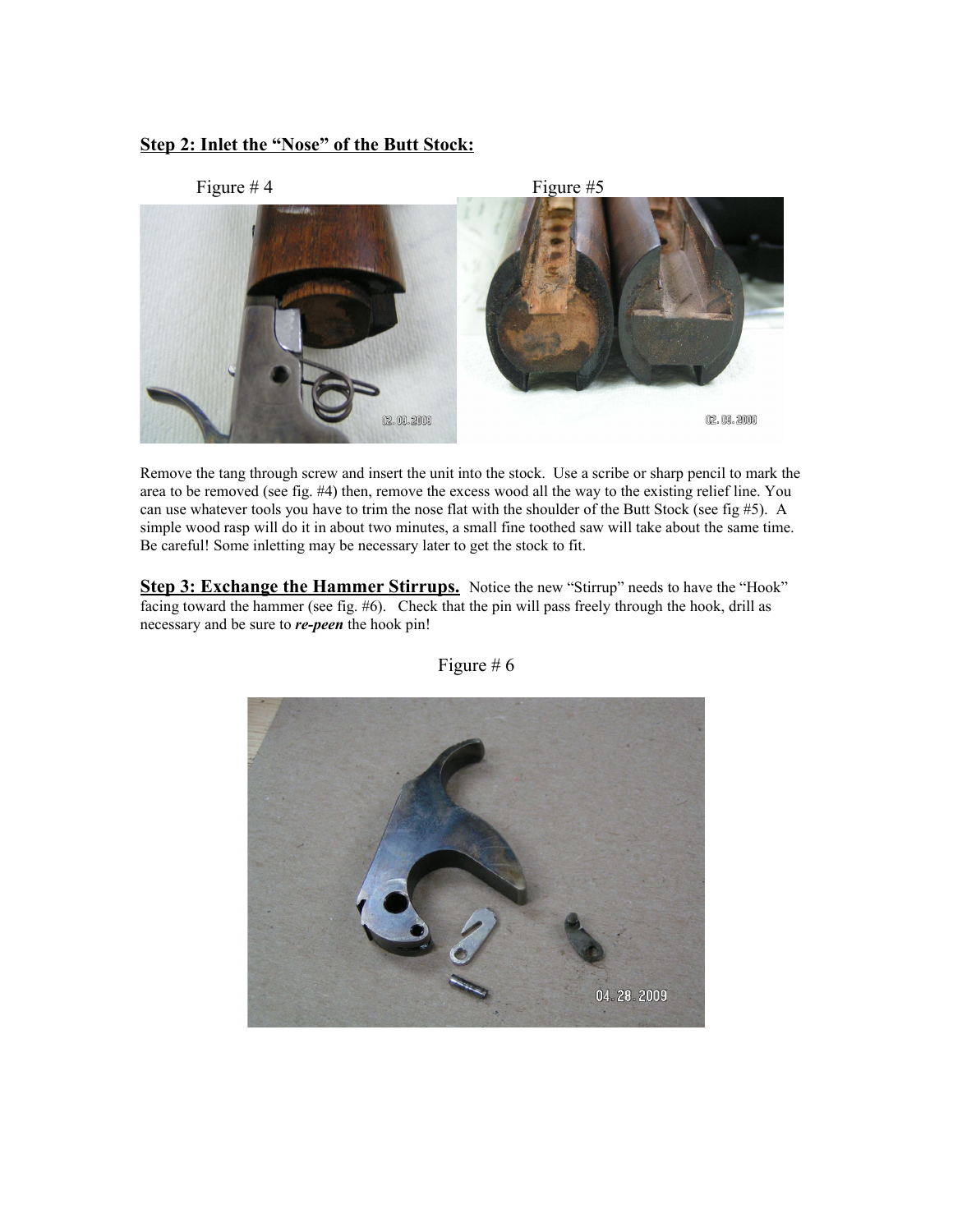## Step 2: Inlet the "Nose" of the Butt Stock:

Figure # 4 Figure #5

Remove the tang through screw and insert the unit into the stock. Use a scribe or sharp pencil to mark the area to be removed (see fig. #4) then, remove the excess wood all the way to the existing relief line. You can use whatever tools you have to trim the nose flat with the shoulder of the Butt Stock (see fig #5). A simple wood rasp will do it in about two minutes, a small fine toothed saw will take about the same time. Be careful! Some inletting may be necessary later to get the stock to fit.

**Step 3: Exchange the Hammer Stirrups.** Notice the new "Stirrup" needs to have the "Hook" facing toward the hammer (see fig. #6). Check that the pin will pass freely through the hook, drill as necessary and be sure to ***re-peen*** the hook pin!

Figure # 6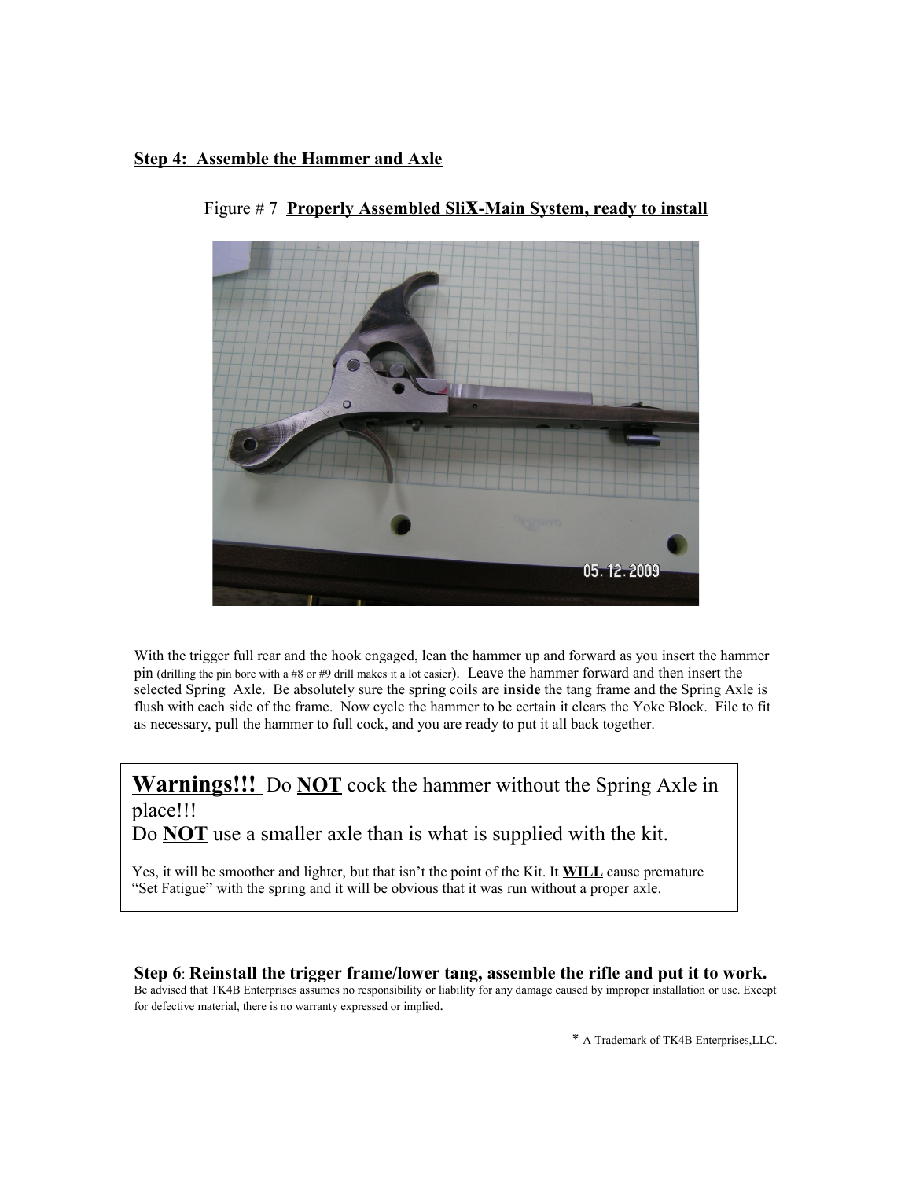**Step 4: Assemble the Hammer and Axle**

Figure # 7 **Properly Assembled SliX-Main System, ready to install**

With the trigger full rear and the hook engaged, lean the hammer up and forward as you insert the hammer pin (drilling the pin bore with a #8 or #9 drill makes it a lot easier). Leave the hammer forward and then insert the selected Spring Axle. Be absolutely sure the spring coils are **inside** the tang frame and the Spring Axle is flush with each side of the frame. Now cycle the hammer to be certain it clears the Yoke Block. File to fit as necessary, pull the hammer to full cock, and you are ready to put it all back together.

**Warnings!!!** Do **NOT** cock the hammer without the Spring Axle in place!!!
Do **NOT** use a smaller axle than is what is supplied with the kit.

Yes, it will be smoother and lighter, but that isn't the point of the Kit. It **WILL** cause premature "Set Fatigue" with the spring and it will be obvious that it was run without a proper axle.

**Step 6**: **Reinstall the trigger frame/lower tang, assemble the rifle and put it to work.**
Be advised that TK4B Enterprises assumes no responsibility or liability for any damage caused by improper installation or use. Except for defective material, there is no warranty expressed or implied.

* A Trademark of TK4B Enterprises,LLC.